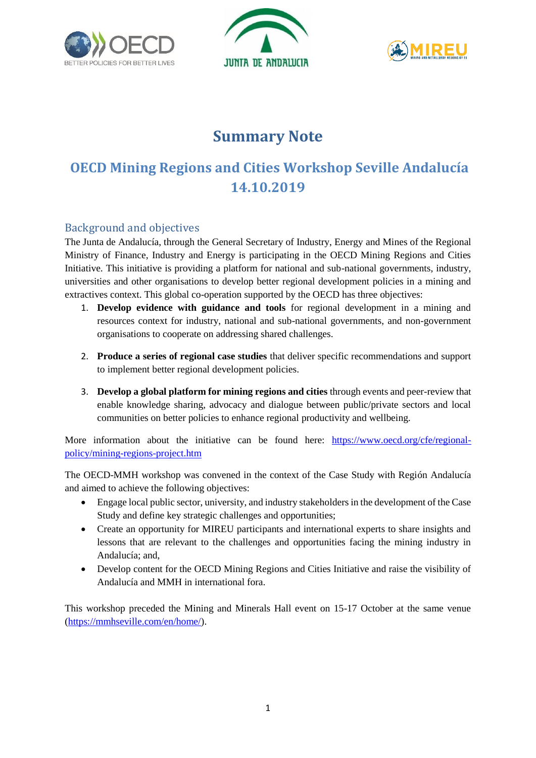# Summary Note

## OECD Mining Regions and Cities Workshop Seville Andalucía 14.10.2019

### Background and objectives

The Junta de Andalucía, through the General Secretary of Industry, Energy and Mines of the Regional Ministry of Finance, Industry and Energy is participating in the OECD Mining Regions and Cities Initiative. This initiative is providing a platform for national and sub-national governments, industry, universities and other organisations to develop better regional development policies in a mining and extractives context. This global co-operation supported by the OECD has three objectives:

1. **Develop evidence with guidance and tools** for regional development in a mining and resources context for industry, national and sub-national governments, and non-government organisations to cooperate on addressing shared challenges.

2. **Produce a series of regional case studies** that deliver specific recommendations and support to implement better regional development policies.

3. **Develop a global platform for mining regions and cities** through events and peer-review that enable knowledge sharing, advocacy and dialogue between public/private sectors and local communities on better policies to enhance regional productivity and wellbeing.

More information about the initiative can be found here: https://www.oecd.org/cfe/regional-policy/mining-regions-project.htm

The OECD-MMH workshop was convened in the context of the Case Study with Región Andalucía and aimed to achieve the following objectives:

- Engage local public sector, university, and industry stakeholders in the development of the Case Study and define key strategic challenges and opportunities;
- Create an opportunity for MIREU participants and international experts to share insights and lessons that are relevant to the challenges and opportunities facing the mining industry in Andalucía; and,
- Develop content for the OECD Mining Regions and Cities Initiative and raise the visibility of Andalucía and MMH in international fora.

This workshop preceded the Mining and Minerals Hall event on 15-17 October at the same venue (https://mmhseville.com/en/home/).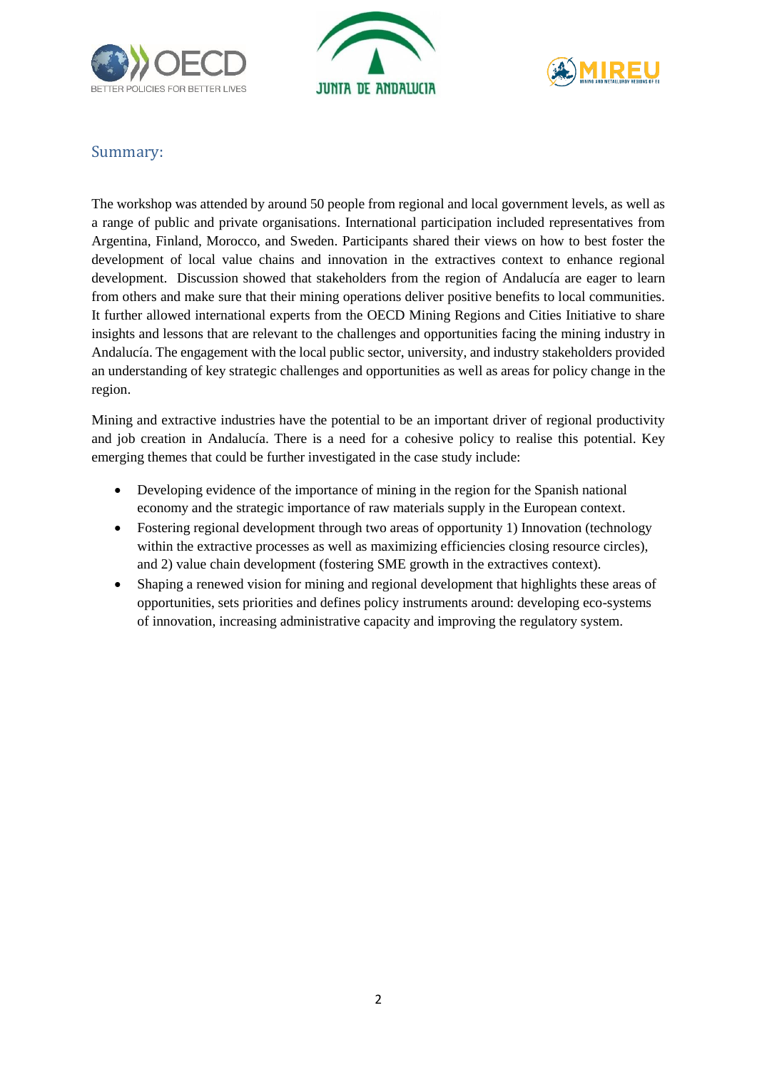## Summary:

The workshop was attended by around 50 people from regional and local government levels, as well as a range of public and private organisations. International participation included representatives from Argentina, Finland, Morocco, and Sweden. Participants shared their views on how to best foster the development of local value chains and innovation in the extractives context to enhance regional development. Discussion showed that stakeholders from the region of Andalucía are eager to learn from others and make sure that their mining operations deliver positive benefits to local communities. It further allowed international experts from the OECD Mining Regions and Cities Initiative to share insights and lessons that are relevant to the challenges and opportunities facing the mining industry in Andalucía. The engagement with the local public sector, university, and industry stakeholders provided an understanding of key strategic challenges and opportunities as well as areas for policy change in the region.

Mining and extractive industries have the potential to be an important driver of regional productivity and job creation in Andalucía. There is a need for a cohesive policy to realise this potential. Key emerging themes that could be further investigated in the case study include:

- Developing evidence of the importance of mining in the region for the Spanish national economy and the strategic importance of raw materials supply in the European context.
- Fostering regional development through two areas of opportunity 1) Innovation (technology within the extractive processes as well as maximizing efficiencies closing resource circles), and 2) value chain development (fostering SME growth in the extractives context).
- Shaping a renewed vision for mining and regional development that highlights these areas of opportunities, sets priorities and defines policy instruments around: developing eco-systems of innovation, increasing administrative capacity and improving the regulatory system.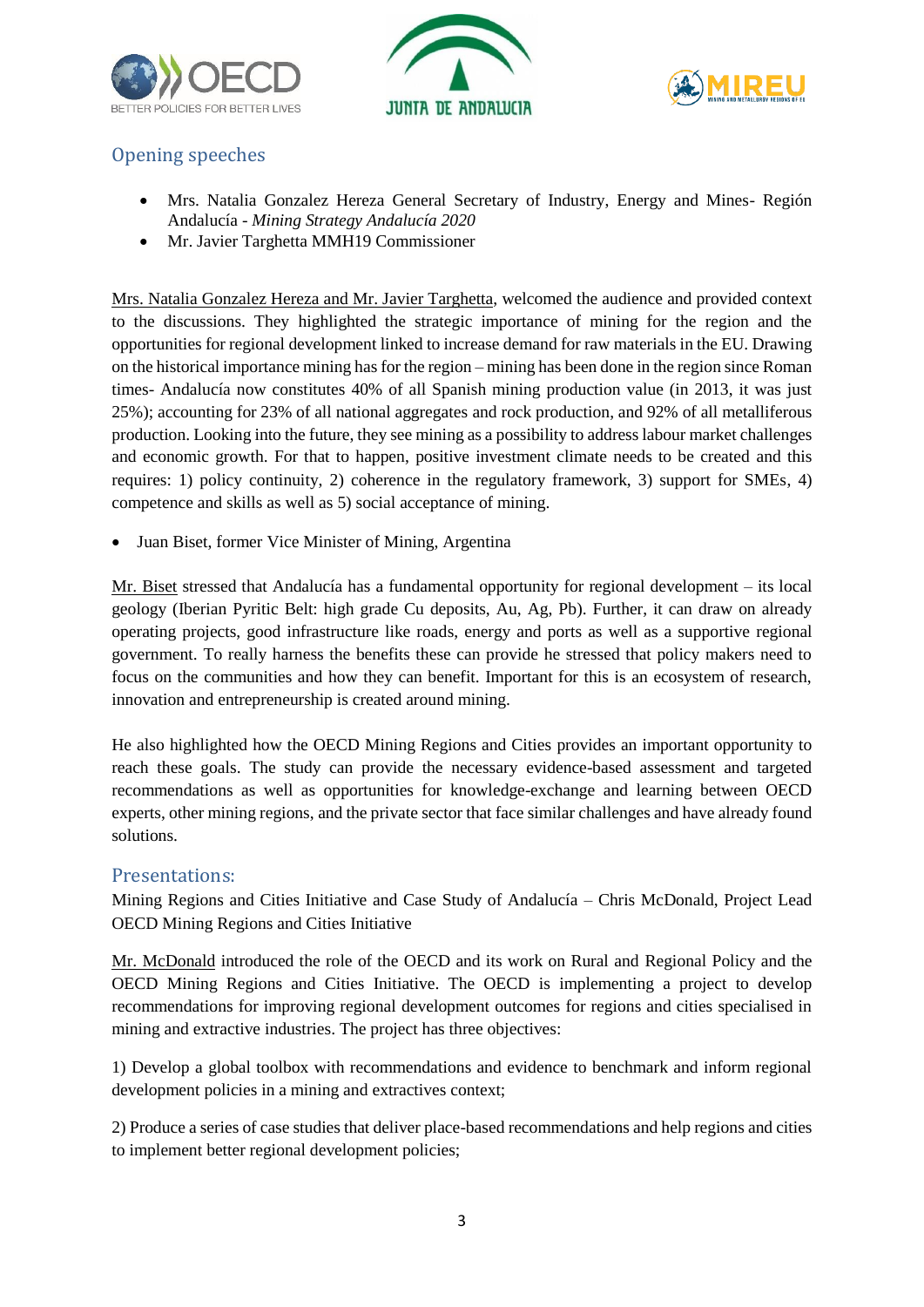## Opening speeches

- Mrs. Natalia Gonzalez Hereza General Secretary of Industry, Energy and Mines- Región Andalucía - *Mining Strategy Andalucía 2020*
- Mr. Javier Targhetta MMH19 Commissioner

Mrs. Natalia Gonzalez Hereza and Mr. Javier Targhetta, welcomed the audience and provided context to the discussions. They highlighted the strategic importance of mining for the region and the opportunities for regional development linked to increase demand for raw materials in the EU. Drawing on the historical importance mining has for the region – mining has been done in the region since Roman times- Andalucía now constitutes 40% of all Spanish mining production value (in 2013, it was just 25%); accounting for 23% of all national aggregates and rock production, and 92% of all metalliferous production. Looking into the future, they see mining as a possibility to address labour market challenges and economic growth. For that to happen, positive investment climate needs to be created and this requires: 1) policy continuity, 2) coherence in the regulatory framework, 3) support for SMEs, 4) competence and skills as well as 5) social acceptance of mining.

- Juan Biset, former Vice Minister of Mining, Argentina

Mr. Biset stressed that Andalucía has a fundamental opportunity for regional development – its local geology (Iberian Pyritic Belt: high grade Cu deposits, Au, Ag, Pb). Further, it can draw on already operating projects, good infrastructure like roads, energy and ports as well as a supportive regional government. To really harness the benefits these can provide he stressed that policy makers need to focus on the communities and how they can benefit. Important for this is an ecosystem of research, innovation and entrepreneurship is created around mining.

He also highlighted how the OECD Mining Regions and Cities provides an important opportunity to reach these goals. The study can provide the necessary evidence-based assessment and targeted recommendations as well as opportunities for knowledge-exchange and learning between OECD experts, other mining regions, and the private sector that face similar challenges and have already found solutions.

## Presentations:

Mining Regions and Cities Initiative and Case Study of Andalucía – Chris McDonald, Project Lead OECD Mining Regions and Cities Initiative

Mr. McDonald introduced the role of the OECD and its work on Rural and Regional Policy and the OECD Mining Regions and Cities Initiative. The OECD is implementing a project to develop recommendations for improving regional development outcomes for regions and cities specialised in mining and extractive industries. The project has three objectives:

1) Develop a global toolbox with recommendations and evidence to benchmark and inform regional development policies in a mining and extractives context;

2) Produce a series of case studies that deliver place-based recommendations and help regions and cities to implement better regional development policies;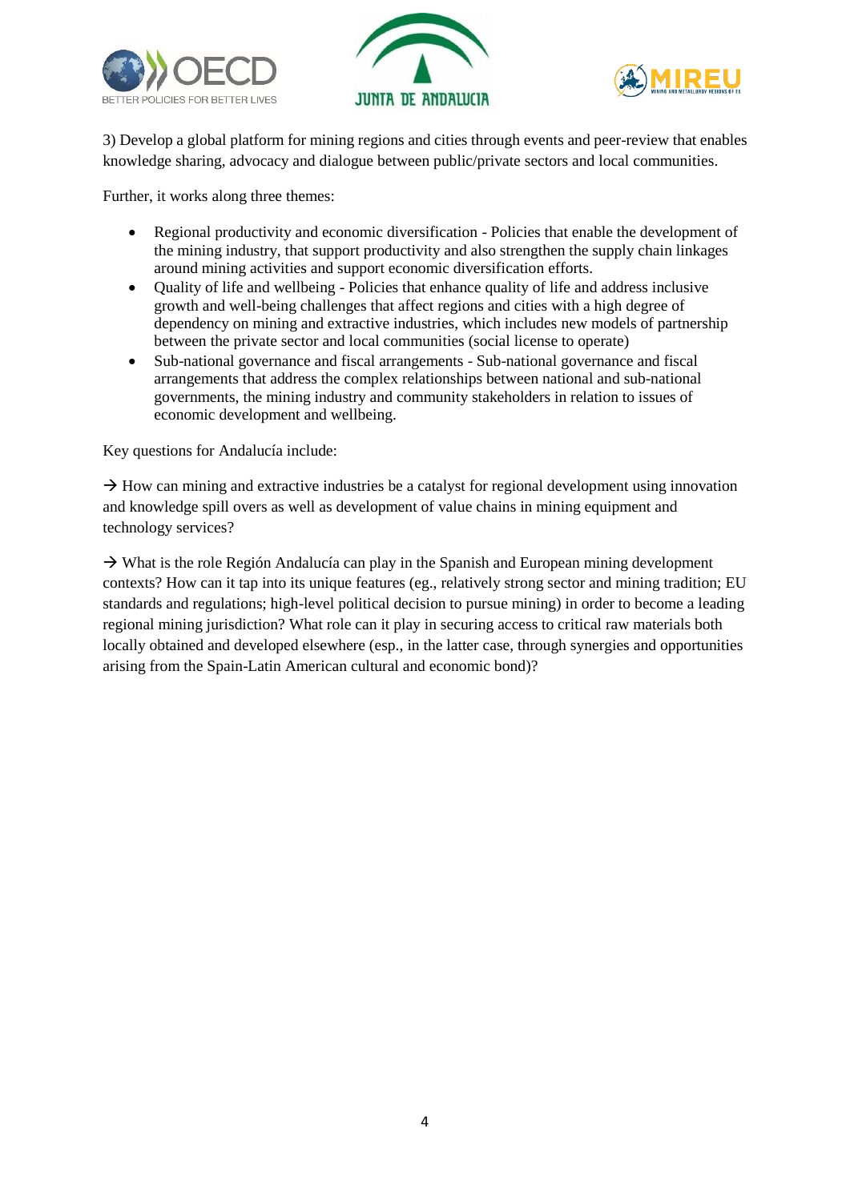3) Develop a global platform for mining regions and cities through events and peer-review that enables knowledge sharing, advocacy and dialogue between public/private sectors and local communities.

Further, it works along three themes:

- Regional productivity and economic diversification - Policies that enable the development of the mining industry, that support productivity and also strengthen the supply chain linkages around mining activities and support economic diversification efforts.
- Quality of life and wellbeing - Policies that enhance quality of life and address inclusive growth and well-being challenges that affect regions and cities with a high degree of dependency on mining and extractive industries, which includes new models of partnership between the private sector and local communities (social license to operate)
- Sub-national governance and fiscal arrangements - Sub-national governance and fiscal arrangements that address the complex relationships between national and sub-national governments, the mining industry and community stakeholders in relation to issues of economic development and wellbeing.

Key questions for Andalucía include:

→ How can mining and extractive industries be a catalyst for regional development using innovation and knowledge spill overs as well as development of value chains in mining equipment and technology services?

→ What is the role Región Andalucía can play in the Spanish and European mining development contexts? How can it tap into its unique features (eg., relatively strong sector and mining tradition; EU standards and regulations; high-level political decision to pursue mining) in order to become a leading regional mining jurisdiction? What role can it play in securing access to critical raw materials both locally obtained and developed elsewhere (esp., in the latter case, through synergies and opportunities arising from the Spain-Latin American cultural and economic bond)?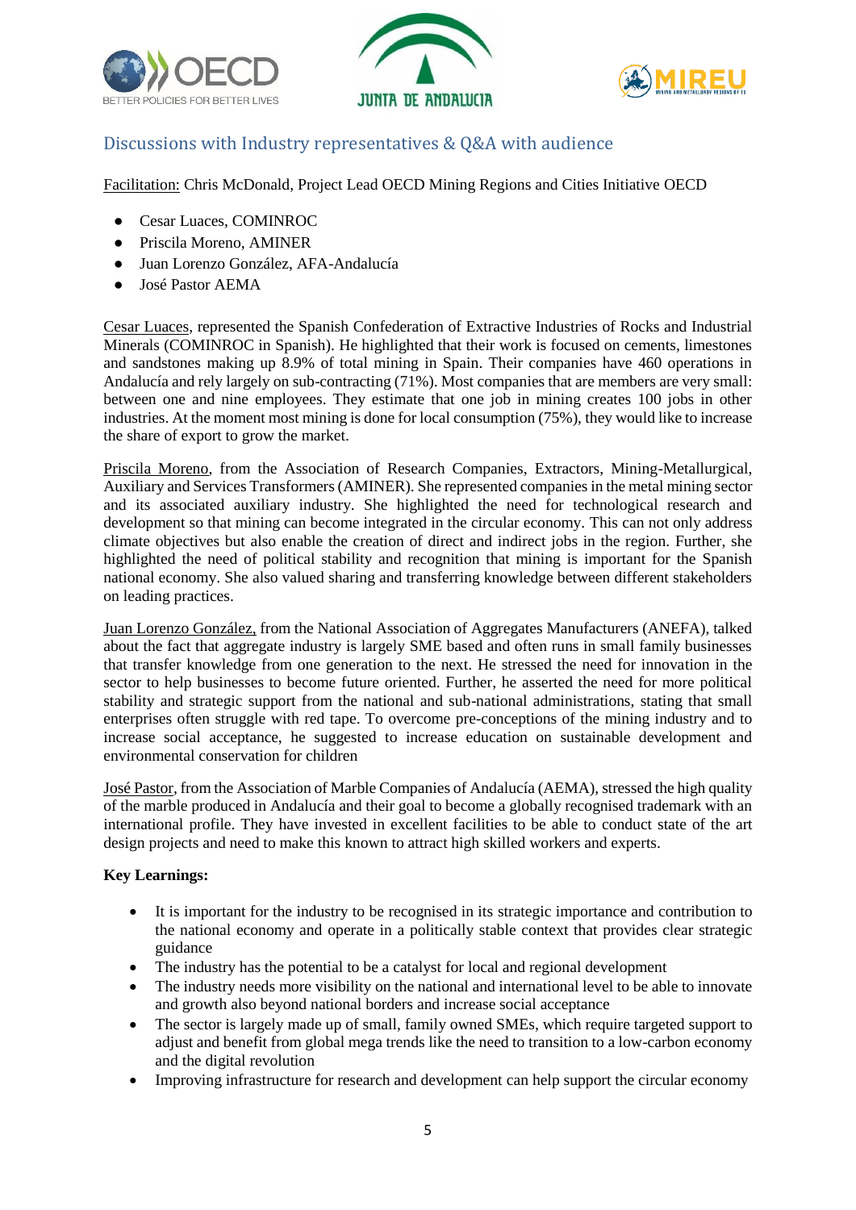## Discussions with Industry representatives & Q&A with audience

Facilitation: Chris McDonald, Project Lead OECD Mining Regions and Cities Initiative OECD

- Cesar Luaces, COMINROC
- Priscila Moreno, AMINER
- Juan Lorenzo González, AFA-Andalucía
- José Pastor AEMA

Cesar Luaces, represented the Spanish Confederation of Extractive Industries of Rocks and Industrial Minerals (COMINROC in Spanish). He highlighted that their work is focused on cements, limestones and sandstones making up 8.9% of total mining in Spain. Their companies have 460 operations in Andalucía and rely largely on sub-contracting (71%). Most companies that are members are very small: between one and nine employees. They estimate that one job in mining creates 100 jobs in other industries. At the moment most mining is done for local consumption (75%), they would like to increase the share of export to grow the market.

Priscila Moreno, from the Association of Research Companies, Extractors, Mining-Metallurgical, Auxiliary and Services Transformers (AMINER). She represented companies in the metal mining sector and its associated auxiliary industry. She highlighted the need for technological research and development so that mining can become integrated in the circular economy. This can not only address climate objectives but also enable the creation of direct and indirect jobs in the region. Further, she highlighted the need of political stability and recognition that mining is important for the Spanish national economy. She also valued sharing and transferring knowledge between different stakeholders on leading practices.

Juan Lorenzo González, from the National Association of Aggregates Manufacturers (ANEFA), talked about the fact that aggregate industry is largely SME based and often runs in small family businesses that transfer knowledge from one generation to the next. He stressed the need for innovation in the sector to help businesses to become future oriented. Further, he asserted the need for more political stability and strategic support from the national and sub-national administrations, stating that small enterprises often struggle with red tape. To overcome pre-conceptions of the mining industry and to increase social acceptance, he suggested to increase education on sustainable development and environmental conservation for children

José Pastor, from the Association of Marble Companies of Andalucía (AEMA), stressed the high quality of the marble produced in Andalucía and their goal to become a globally recognised trademark with an international profile. They have invested in excellent facilities to be able to conduct state of the art design projects and need to make this known to attract high skilled workers and experts.

**Key Learnings:**

- It is important for the industry to be recognised in its strategic importance and contribution to the national economy and operate in a politically stable context that provides clear strategic guidance
- The industry has the potential to be a catalyst for local and regional development
- The industry needs more visibility on the national and international level to be able to innovate and growth also beyond national borders and increase social acceptance
- The sector is largely made up of small, family owned SMEs, which require targeted support to adjust and benefit from global mega trends like the need to transition to a low-carbon economy and the digital revolution
- Improving infrastructure for research and development can help support the circular economy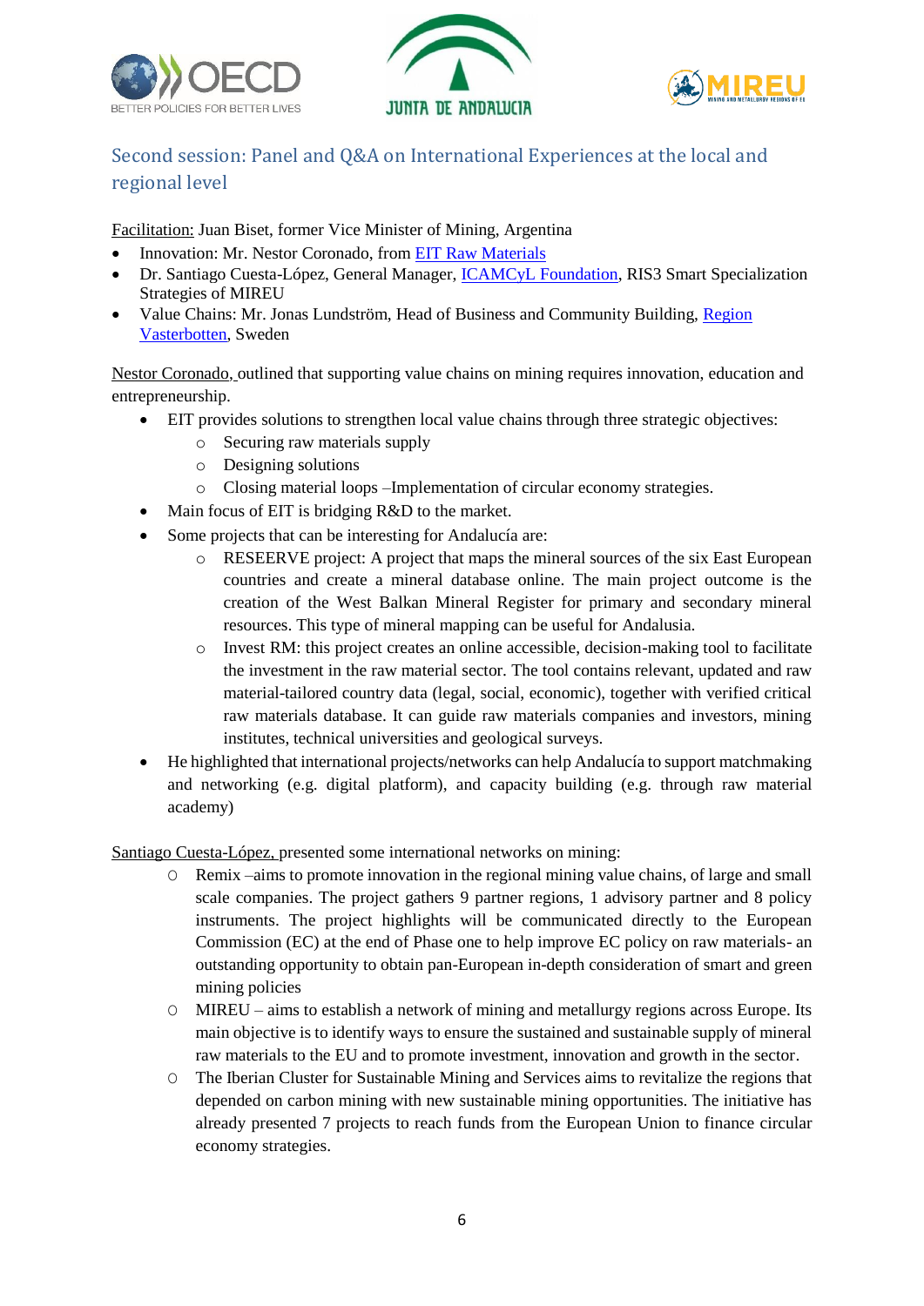## Second session: Panel and Q&A on International Experiences at the local and regional level

Facilitation: Juan Biset, former Vice Minister of Mining, Argentina

- Innovation: Mr. Nestor Coronado, from EIT Raw Materials
- Dr. Santiago Cuesta-López, General Manager, ICAMCyL Foundation, RIS3 Smart Specialization Strategies of MIREU
- Value Chains: Mr. Jonas Lundström, Head of Business and Community Building, Region Vasterbotten, Sweden

Nestor Coronado, outlined that supporting value chains on mining requires innovation, education and entrepreneurship.

- EIT provides solutions to strengthen local value chains through three strategic objectives:
  - Securing raw materials supply
  - Designing solutions
  - Closing material loops –Implementation of circular economy strategies.
- Main focus of EIT is bridging R&D to the market.
- Some projects that can be interesting for Andalucía are:
  - RESEERVE project: A project that maps the mineral sources of the six East European countries and create a mineral database online. The main project outcome is the creation of the West Balkan Mineral Register for primary and secondary mineral resources. This type of mineral mapping can be useful for Andalusia.
  - Invest RM: this project creates an online accessible, decision-making tool to facilitate the investment in the raw material sector. The tool contains relevant, updated and raw material-tailored country data (legal, social, economic), together with verified critical raw materials database. It can guide raw materials companies and investors, mining institutes, technical universities and geological surveys.
- He highlighted that international projects/networks can help Andalucía to support matchmaking and networking (e.g. digital platform), and capacity building (e.g. through raw material academy)

Santiago Cuesta-López, presented some international networks on mining:

- Remix –aims to promote innovation in the regional mining value chains, of large and small scale companies. The project gathers 9 partner regions, 1 advisory partner and 8 policy instruments. The project highlights will be communicated directly to the European Commission (EC) at the end of Phase one to help improve EC policy on raw materials- an outstanding opportunity to obtain pan-European in-depth consideration of smart and green mining policies
- MIREU – aims to establish a network of mining and metallurgy regions across Europe. Its main objective is to identify ways to ensure the sustained and sustainable supply of mineral raw materials to the EU and to promote investment, innovation and growth in the sector.
- The Iberian Cluster for Sustainable Mining and Services aims to revitalize the regions that depended on carbon mining with new sustainable mining opportunities. The initiative has already presented 7 projects to reach funds from the European Union to finance circular economy strategies.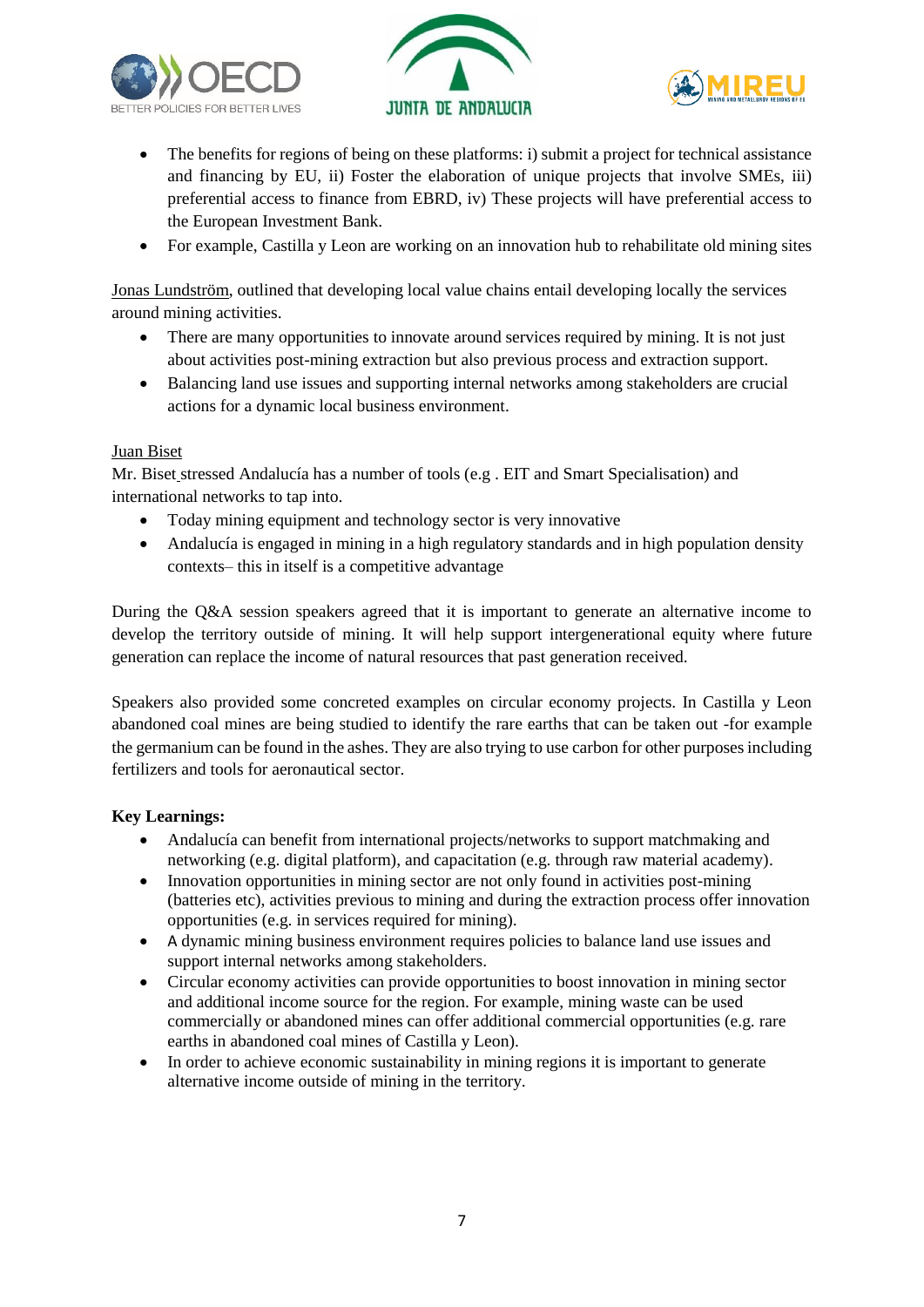- The benefits for regions of being on these platforms: i) submit a project for technical assistance and financing by EU, ii) Foster the elaboration of unique projects that involve SMEs, iii) preferential access to finance from EBRD, iv) These projects will have preferential access to the European Investment Bank.
- For example, Castilla y Leon are working on an innovation hub to rehabilitate old mining sites

Jonas Lundström, outlined that developing local value chains entail developing locally the services around mining activities.

- There are many opportunities to innovate around services required by mining. It is not just about activities post-mining extraction but also previous process and extraction support.
- Balancing land use issues and supporting internal networks among stakeholders are crucial actions for a dynamic local business environment.

Juan Biset

Mr. Biset stressed Andalucía has a number of tools (e.g . EIT and Smart Specialisation) and international networks to tap into.

- Today mining equipment and technology sector is very innovative
- Andalucía is engaged in mining in a high regulatory standards and in high population density contexts– this in itself is a competitive advantage

During the Q&A session speakers agreed that it is important to generate an alternative income to develop the territory outside of mining. It will help support intergenerational equity where future generation can replace the income of natural resources that past generation received.

Speakers also provided some concreted examples on circular economy projects. In Castilla y Leon abandoned coal mines are being studied to identify the rare earths that can be taken out -for example the germanium can be found in the ashes. They are also trying to use carbon for other purposes including fertilizers and tools for aeronautical sector.

**Key Learnings:**

- Andalucía can benefit from international projects/networks to support matchmaking and networking (e.g. digital platform), and capacitation (e.g. through raw material academy).
- Innovation opportunities in mining sector are not only found in activities post-mining (batteries etc), activities previous to mining and during the extraction process offer innovation opportunities (e.g. in services required for mining).
- A dynamic mining business environment requires policies to balance land use issues and support internal networks among stakeholders.
- Circular economy activities can provide opportunities to boost innovation in mining sector and additional income source for the region. For example, mining waste can be used commercially or abandoned mines can offer additional commercial opportunities (e.g. rare earths in abandoned coal mines of Castilla y Leon).
- In order to achieve economic sustainability in mining regions it is important to generate alternative income outside of mining in the territory.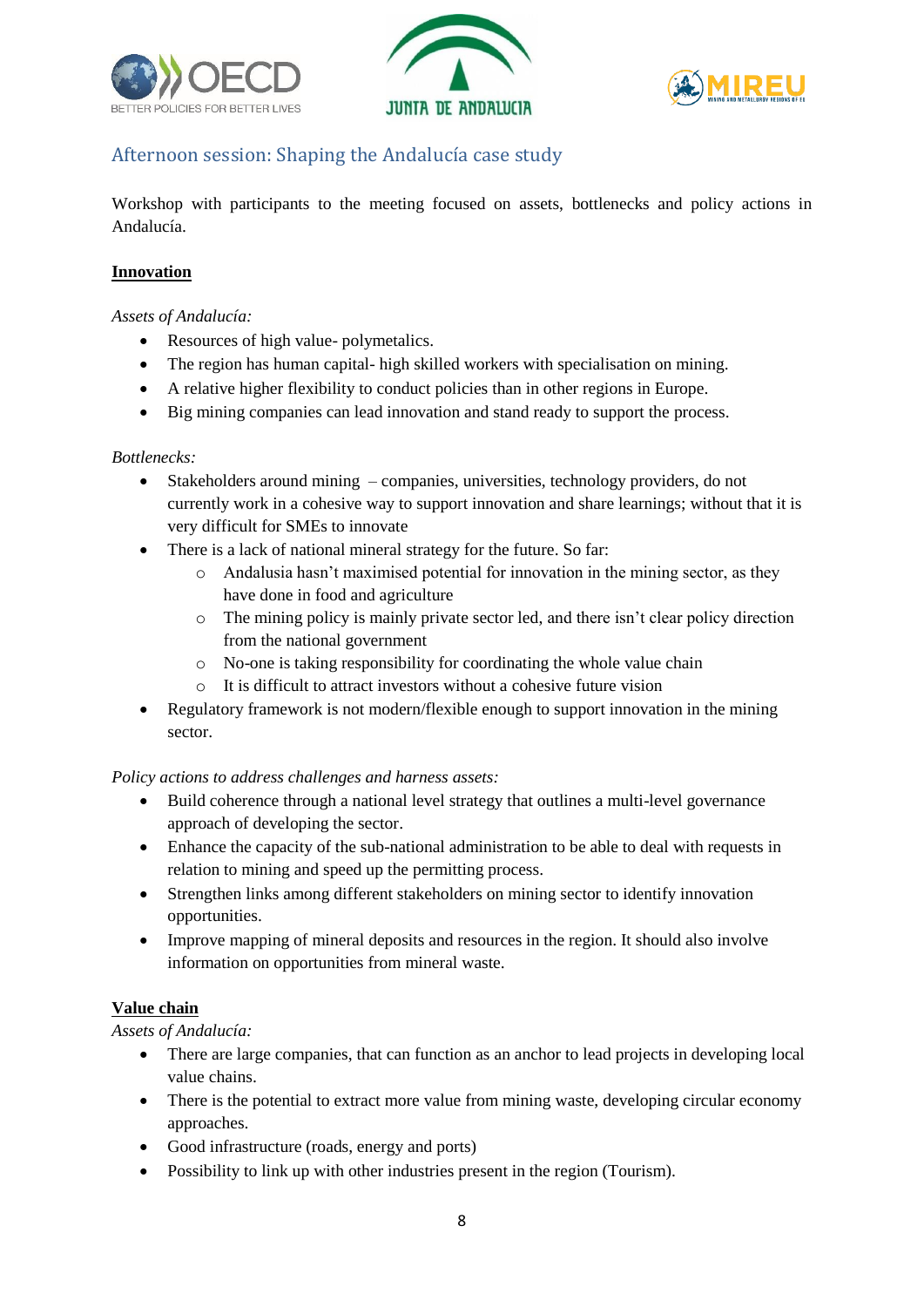## Afternoon session: Shaping the Andalucía case study

Workshop with participants to the meeting focused on assets, bottlenecks and policy actions in Andalucía.

**Innovation**

*Assets of Andalucía:*

- Resources of high value- polymetalics.
- The region has human capital- high skilled workers with specialisation on mining.
- A relative higher flexibility to conduct policies than in other regions in Europe.
- Big mining companies can lead innovation and stand ready to support the process.

*Bottlenecks:*

- Stakeholders around mining – companies, universities, technology providers, do not currently work in a cohesive way to support innovation and share learnings; without that it is very difficult for SMEs to innovate
- There is a lack of national mineral strategy for the future. So far:
  - Andalusia hasn't maximised potential for innovation in the mining sector, as they have done in food and agriculture
  - The mining policy is mainly private sector led, and there isn't clear policy direction from the national government
  - No-one is taking responsibility for coordinating the whole value chain
  - It is difficult to attract investors without a cohesive future vision
- Regulatory framework is not modern/flexible enough to support innovation in the mining sector.

*Policy actions to address challenges and harness assets:*

- Build coherence through a national level strategy that outlines a multi-level governance approach of developing the sector.
- Enhance the capacity of the sub-national administration to be able to deal with requests in relation to mining and speed up the permitting process.
- Strengthen links among different stakeholders on mining sector to identify innovation opportunities.
- Improve mapping of mineral deposits and resources in the region. It should also involve information on opportunities from mineral waste.

**Value chain**

*Assets of Andalucía:*

- There are large companies, that can function as an anchor to lead projects in developing local value chains.
- There is the potential to extract more value from mining waste, developing circular economy approaches.
- Good infrastructure (roads, energy and ports)
- Possibility to link up with other industries present in the region (Tourism).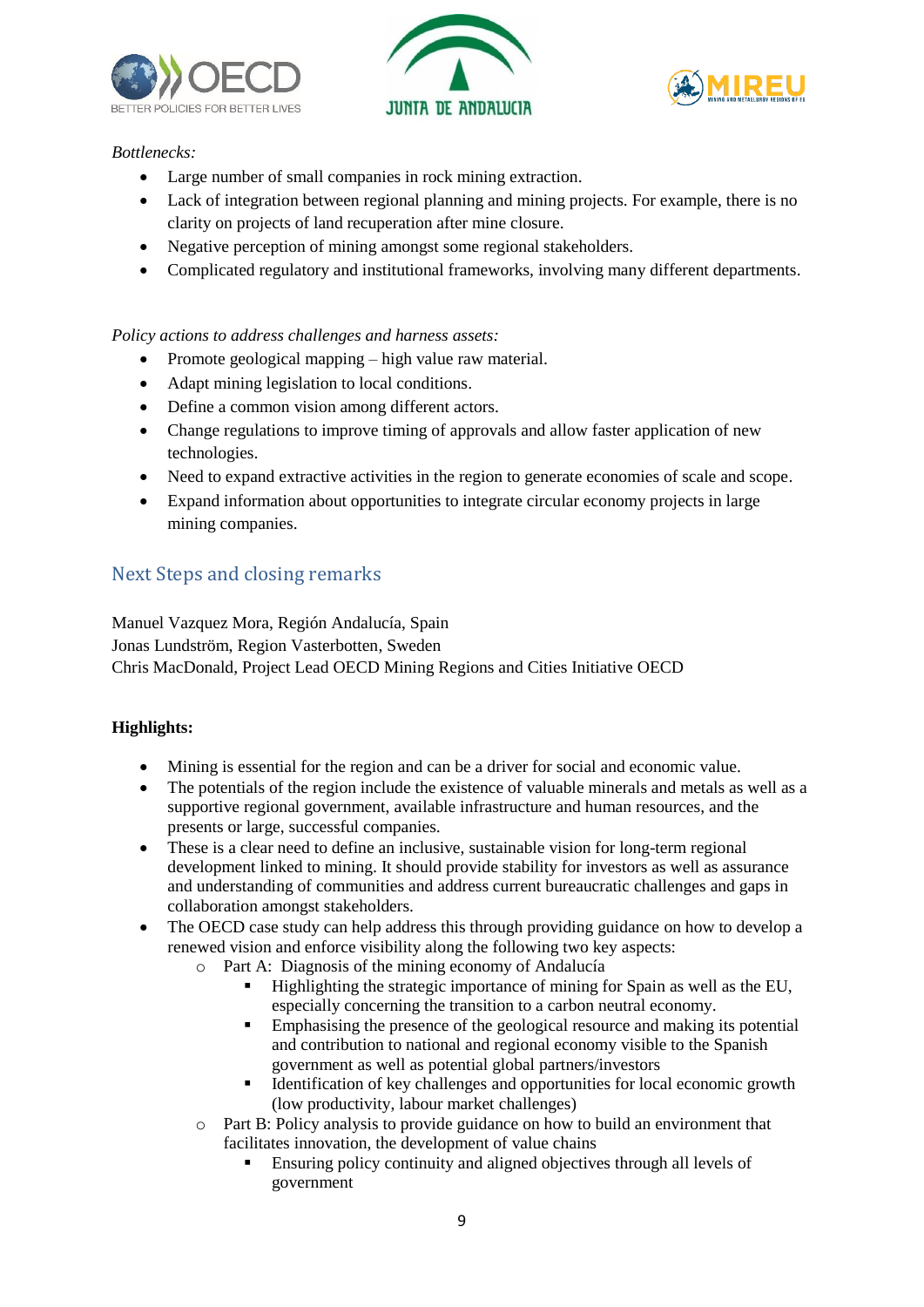*Bottlenecks:*

- Large number of small companies in rock mining extraction.
- Lack of integration between regional planning and mining projects. For example, there is no clarity on projects of land recuperation after mine closure.
- Negative perception of mining amongst some regional stakeholders.
- Complicated regulatory and institutional frameworks, involving many different departments.

*Policy actions to address challenges and harness assets:*

- Promote geological mapping – high value raw material.
- Adapt mining legislation to local conditions.
- Define a common vision among different actors.
- Change regulations to improve timing of approvals and allow faster application of new technologies.
- Need to expand extractive activities in the region to generate economies of scale and scope.
- Expand information about opportunities to integrate circular economy projects in large mining companies.

## Next Steps and closing remarks

Manuel Vazquez Mora, Región Andalucía, Spain
Jonas Lundström, Region Vasterbotten, Sweden
Chris MacDonald, Project Lead OECD Mining Regions and Cities Initiative OECD

**Highlights:**

- Mining is essential for the region and can be a driver for social and economic value.
- The potentials of the region include the existence of valuable minerals and metals as well as a supportive regional government, available infrastructure and human resources, and the presents or large, successful companies.
- These is a clear need to define an inclusive, sustainable vision for long-term regional development linked to mining. It should provide stability for investors as well as assurance and understanding of communities and address current bureaucratic challenges and gaps in collaboration amongst stakeholders.
- The OECD case study can help address this through providing guidance on how to develop a renewed vision and enforce visibility along the following two key aspects:
    - Part A: Diagnosis of the mining economy of Andalucía
        - Highlighting the strategic importance of mining for Spain as well as the EU, especially concerning the transition to a carbon neutral economy.
        - Emphasising the presence of the geological resource and making its potential and contribution to national and regional economy visible to the Spanish government as well as potential global partners/investors
        - Identification of key challenges and opportunities for local economic growth (low productivity, labour market challenges)
    - Part B: Policy analysis to provide guidance on how to build an environment that facilitates innovation, the development of value chains
        - Ensuring policy continuity and aligned objectives through all levels of government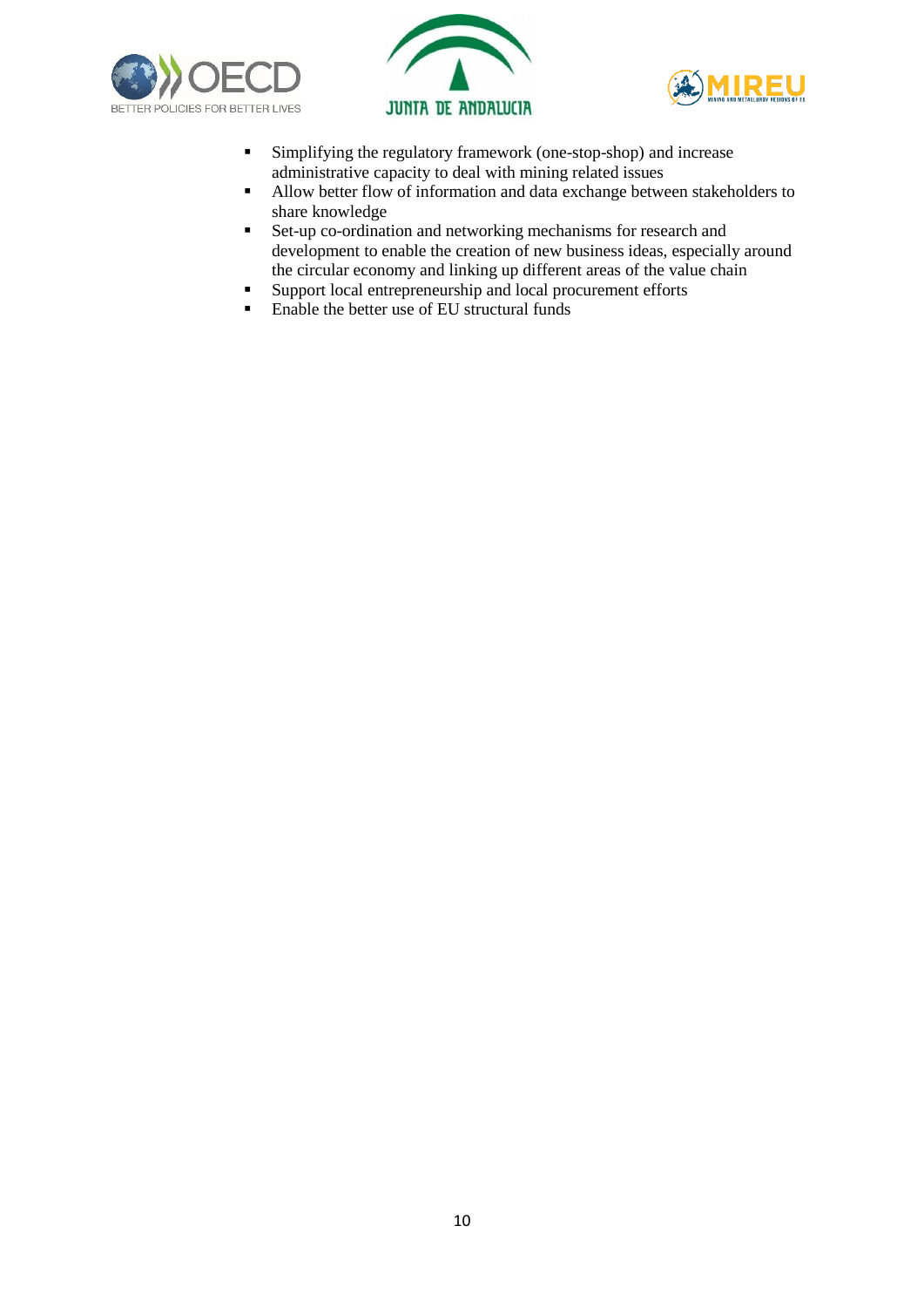- Simplifying the regulatory framework (one-stop-shop) and increase administrative capacity to deal with mining related issues
- Allow better flow of information and data exchange between stakeholders to share knowledge
- Set-up co-ordination and networking mechanisms for research and development to enable the creation of new business ideas, especially around the circular economy and linking up different areas of the value chain
- Support local entrepreneurship and local procurement efforts
- Enable the better use of EU structural funds